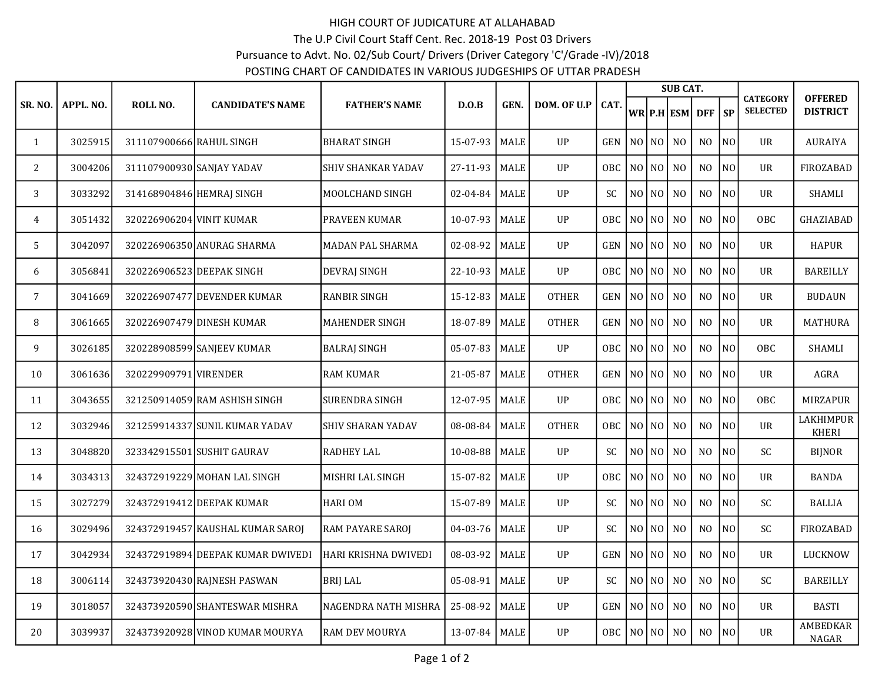HIGH COURT OF JUDICATURE AT ALLAHABAD

The U.P Civil Court Staff Cent. Rec. 2018-19 Post 03 Drivers

Pursuance to Advt. No. 02/Sub Court/ Drivers (Driver Category 'C'/Grade -IV)/2018

POSTING CHART OF CANDIDATES IN VARIOUS JUDGESHIPS OF UTTAR PRADESH

| SR. NO. | APPL. NO. | ROLL NO. | CANDIDATE'S NAME | FATHER'S NAME | D.O.B | GEN. | DOM. OF U.P | CAT. | SUB CAT. | | | | | CATEGORY SELECTED | OFFERED DISTRICT |
|---|---|---|---|---|---|---|---|---|---|---|---|---|---|---|---|
| | | | | | | | | | WR | P.H | ESM | DFF | SP | | |
| 1 | 3025915 | 311107900666 | RAHUL SINGH | BHARAT SINGH | 15-07-93 | MALE | UP | GEN | NO | NO | NO | NO | NO | UR | AURAIYA |
| 2 | 3004206 | 311107900930 | SANJAY YADAV | SHIV SHANKAR YADAV | 27-11-93 | MALE | UP | OBC | NO | NO | NO | NO | NO | UR | FIROZABAD |
| 3 | 3033292 | 314168904846 | HEMRAJ SINGH | MOOLCHAND SINGH | 02-04-84 | MALE | UP | SC | NO | NO | NO | NO | NO | UR | SHAMLI |
| 4 | 3051432 | 320226906204 | VINIT KUMAR | PRAVEEN KUMAR | 10-07-93 | MALE | UP | OBC | NO | NO | NO | NO | NO | OBC | GHAZIABAD |
| 5 | 3042097 | 320226906350 | ANURAG SHARMA | MADAN PAL SHARMA | 02-08-92 | MALE | UP | GEN | NO | NO | NO | NO | NO | UR | HAPUR |
| 6 | 3056841 | 320226906523 | DEEPAK SINGH | DEVRAJ SINGH | 22-10-93 | MALE | UP | OBC | NO | NO | NO | NO | NO | UR | BAREILLY |
| 7 | 3041669 | 320226907477 | DEVENDER KUMAR | RANBIR SINGH | 15-12-83 | MALE | OTHER | GEN | NO | NO | NO | NO | NO | UR | BUDAUN |
| 8 | 3061665 | 320226907479 | DINESH KUMAR | MAHENDER SINGH | 18-07-89 | MALE | OTHER | GEN | NO | NO | NO | NO | NO | UR | MATHURA |
| 9 | 3026185 | 320228908599 | SANJEEV KUMAR | BALRAJ SINGH | 05-07-83 | MALE | UP | OBC | NO | NO | NO | NO | NO | OBC | SHAMLI |
| 10 | 3061636 | 320229909791 | VIRENDER | RAM KUMAR | 21-05-87 | MALE | OTHER | GEN | NO | NO | NO | NO | NO | UR | AGRA |
| 11 | 3043655 | 321250914059 | RAM ASHISH SINGH | SURENDRA SINGH | 12-07-95 | MALE | UP | OBC | NO | NO | NO | NO | NO | OBC | MIRZAPUR |
| 12 | 3032946 | 321259914337 | SUNIL KUMAR YADAV | SHIV SHARAN YADAV | 08-08-84 | MALE | OTHER | OBC | NO | NO | NO | NO | NO | UR | LAKHIMPUR KHERI |
| 13 | 3048820 | 323342915501 | SUSHIT GAURAV | RADHEY LAL | 10-08-88 | MALE | UP | SC | NO | NO | NO | NO | NO | SC | BIJNOR |
| 14 | 3034313 | 324372919229 | MOHAN LAL SINGH | MISHRI LAL SINGH | 15-07-82 | MALE | UP | OBC | NO | NO | NO | NO | NO | UR | BANDA |
| 15 | 3027279 | 324372919412 | DEEPAK KUMAR | HARI OM | 15-07-89 | MALE | UP | SC | NO | NO | NO | NO | NO | SC | BALLIA |
| 16 | 3029496 | 324372919457 | KAUSHAL KUMAR SAROJ | RAM PAYARE SAROJ | 04-03-76 | MALE | UP | SC | NO | NO | NO | NO | NO | SC | FIROZABAD |
| 17 | 3042934 | 324372919894 | DEEPAK KUMAR DWIVEDI | HARI KRISHNA DWIVEDI | 08-03-92 | MALE | UP | GEN | NO | NO | NO | NO | NO | UR | LUCKNOW |
| 18 | 3006114 | 324373920430 | RAJNESH PASWAN | BRIJ LAL | 05-08-91 | MALE | UP | SC | NO | NO | NO | NO | NO | SC | BAREILLY |
| 19 | 3018057 | 324373920590 | SHANTESWAR MISHRA | NAGENDRA NATH MISHRA | 25-08-92 | MALE | UP | GEN | NO | NO | NO | NO | NO | UR | BASTI |
| 20 | 3039937 | 324373920928 | VINOD KUMAR MOURYA | RAM DEV MOURYA | 13-07-84 | MALE | UP | OBC | NO | NO | NO | NO | NO | UR | AMBEDKAR NAGAR |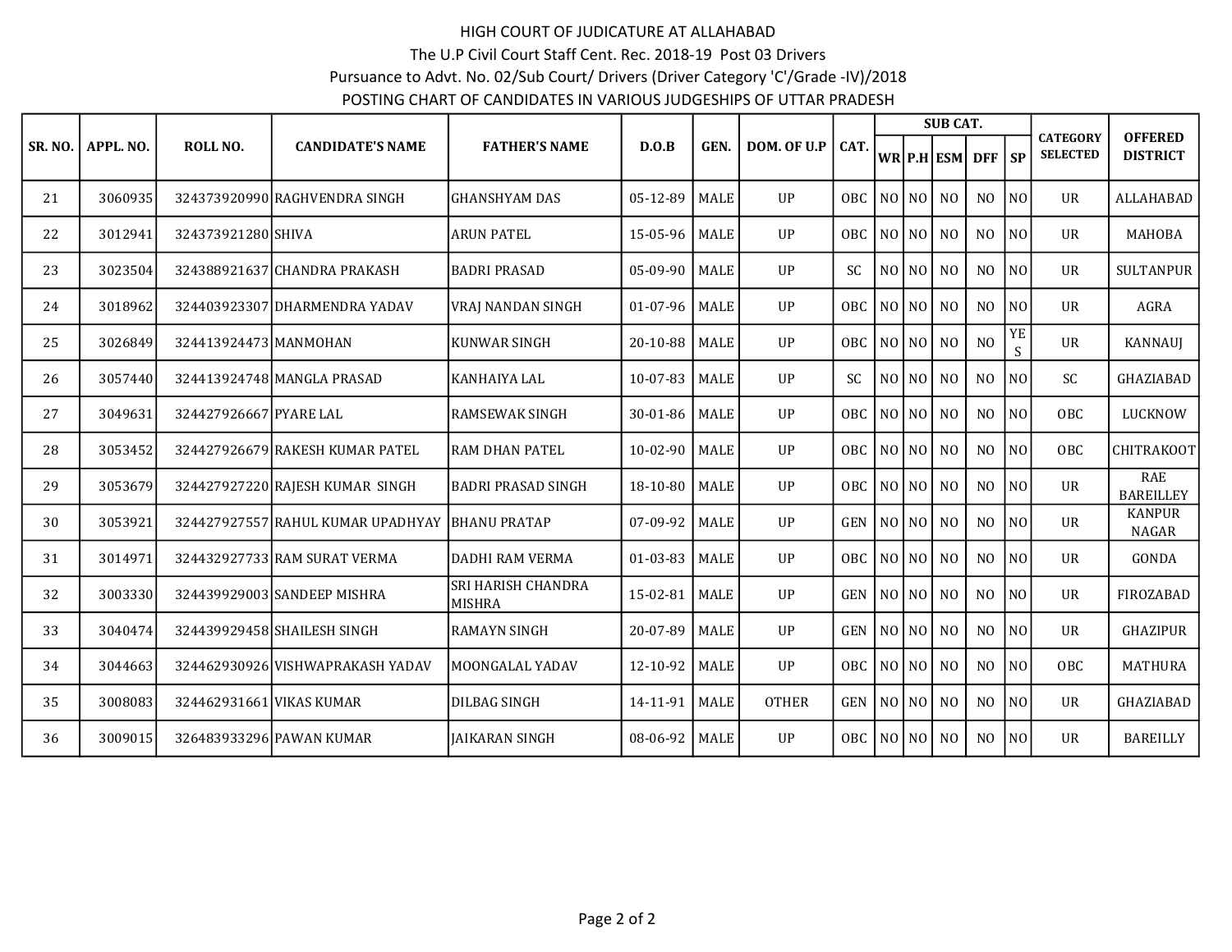HIGH COURT OF JUDICATURE AT ALLAHABAD

The U.P Civil Court Staff Cent. Rec. 2018-19 Post 03 Drivers

Pursuance to Advt. No. 02/Sub Court/ Drivers (Driver Category 'C'/Grade -IV)/2018

POSTING CHART OF CANDIDATES IN VARIOUS JUDGESHIPS OF UTTAR PRADESH

| SR. NO. | APPL. NO. | ROLL NO. | CANDIDATE'S NAME | FATHER'S NAME | D.O.B | GEN. | DOM. OF U.P | CAT. | SUB CAT. | | | | | CATEGORY SELECTED | OFFERED DISTRICT |
|---|---|---|---|---|---|---|---|---|---|---|---|---|---|---|---|
| | | | | | | | | | WR | P.H | ESM | DFF | SP | | |
| 21 | 3060935 | 324373920990 | RAGHVENDRA SINGH | GHANSHYAM DAS | 05-12-89 | MALE | UP | OBC | NO | NO | NO | NO | NO | UR | ALLAHABAD |
| 22 | 3012941 | 324373921280 | SHIVA | ARUN PATEL | 15-05-96 | MALE | UP | OBC | NO | NO | NO | NO | NO | UR | MAHOBA |
| 23 | 3023504 | 324388921637 | CHANDRA PRAKASH | BADRI PRASAD | 05-09-90 | MALE | UP | SC | NO | NO | NO | NO | NO | UR | SULTANPUR |
| 24 | 3018962 | 324403923307 | DHARMENDRA YADAV | VRAJ NANDAN SINGH | 01-07-96 | MALE | UP | OBC | NO | NO | NO | NO | NO | UR | AGRA |
| 25 | 3026849 | 324413924473 | MANMOHAN | KUNWAR SINGH | 20-10-88 | MALE | UP | OBC | NO | NO | NO | NO | YES | UR | KANNAUJ |
| 26 | 3057440 | 324413924748 | MANGLA PRASAD | KANHAIYA LAL | 10-07-83 | MALE | UP | SC | NO | NO | NO | NO | NO | SC | GHAZIABAD |
| 27 | 3049631 | 324427926667 | PYARE LAL | RAMSEWAK SINGH | 30-01-86 | MALE | UP | OBC | NO | NO | NO | NO | NO | OBC | LUCKNOW |
| 28 | 3053452 | 324427926679 | RAKESH KUMAR PATEL | RAM DHAN PATEL | 10-02-90 | MALE | UP | OBC | NO | NO | NO | NO | NO | OBC | CHITRAKOOT |
| 29 | 3053679 | 324427927220 | RAJESH KUMAR SINGH | BADRI PRASAD SINGH | 18-10-80 | MALE | UP | OBC | NO | NO | NO | NO | NO | UR | RAE BAREILLEY |
| 30 | 3053921 | 324427927557 | RAHUL KUMAR UPADHYAY | BHANU PRATAP | 07-09-92 | MALE | UP | GEN | NO | NO | NO | NO | NO | UR | KANPUR NAGAR |
| 31 | 3014971 | 324432927733 | RAM SURAT VERMA | DADHI RAM VERMA | 01-03-83 | MALE | UP | OBC | NO | NO | NO | NO | NO | UR | GONDA |
| 32 | 3003330 | 324439929003 | SANDEEP MISHRA | SRI HARISH CHANDRA MISHRA | 15-02-81 | MALE | UP | GEN | NO | NO | NO | NO | NO | UR | FIROZABAD |
| 33 | 3040474 | 324439929458 | SHAILESH SINGH | RAMAYN SINGH | 20-07-89 | MALE | UP | GEN | NO | NO | NO | NO | NO | UR | GHAZIPUR |
| 34 | 3044663 | 324462930926 | VISHWAPRAKASH YADAV | MOONGALAL YADAV | 12-10-92 | MALE | UP | OBC | NO | NO | NO | NO | NO | OBC | MATHURA |
| 35 | 3008083 | 324462931661 | VIKAS KUMAR | DILBAG SINGH | 14-11-91 | MALE | OTHER | GEN | NO | NO | NO | NO | NO | UR | GHAZIABAD |
| 36 | 3009015 | 326483933296 | PAWAN KUMAR | JAIKARAN SINGH | 08-06-92 | MALE | UP | OBC | NO | NO | NO | NO | NO | UR | BAREILLY |